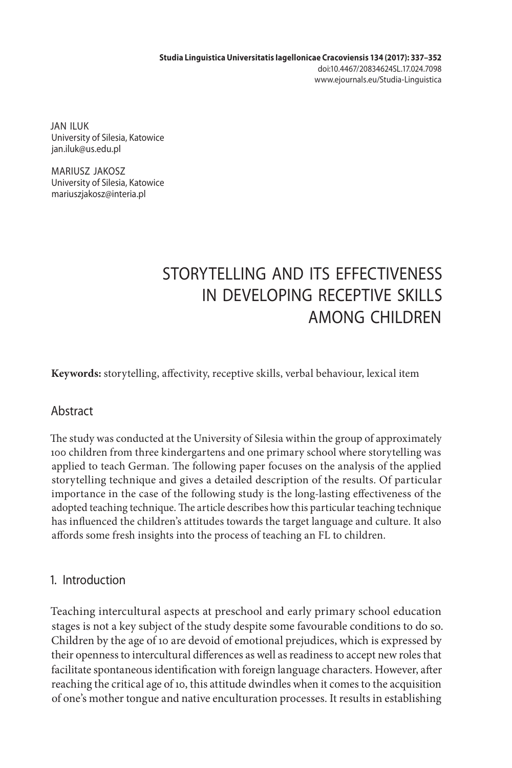JAN ILUK
University of Silesia, Katowice
jan.iluk@us.edu.pl

MARIUSZ JAKOSZ
University of Silesia, Katowice
mariuszjakosz@interia.pl

# STORYTELLING AND ITS EFFECTIVENESS IN DEVELOPING RECEPTIVE SKILLS AMONG CHILDREN

**Keywords:** storytelling, affectivity, receptive skills, verbal behaviour, lexical item

## Abstract

The study was conducted at the University of Silesia within the group of approximately 100 children from three kindergartens and one primary school where storytelling was applied to teach German. The following paper focuses on the analysis of the applied storytelling technique and gives a detailed description of the results. Of particular importance in the case of the following study is the long-lasting effectiveness of the adopted teaching technique. The article describes how this particular teaching technique has influenced the children's attitudes towards the target language and culture. It also affords some fresh insights into the process of teaching an FL to children.

## 1. Introduction

Teaching intercultural aspects at preschool and early primary school education stages is not a key subject of the study despite some favourable conditions to do so. Children by the age of 10 are devoid of emotional prejudices, which is expressed by their openness to intercultural differences as well as readiness to accept new roles that facilitate spontaneous identification with foreign language characters. However, after reaching the critical age of 10, this attitude dwindles when it comes to the acquisition of one's mother tongue and native enculturation processes. It results in establishing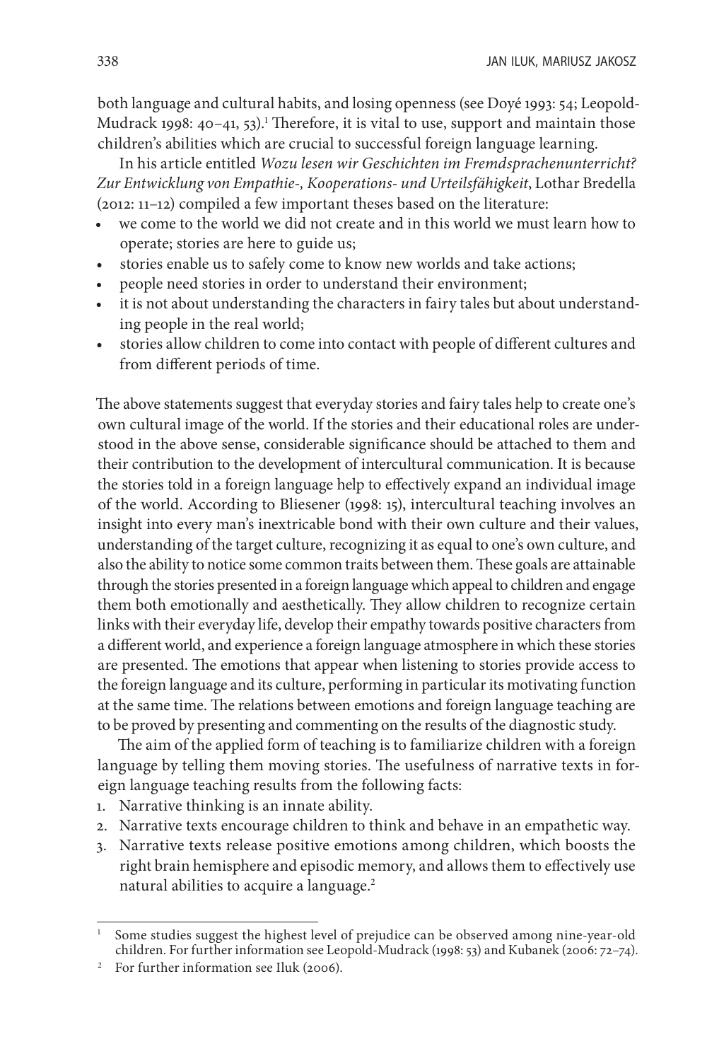both language and cultural habits, and losing openness (see Doyé 1993: 54; Leopold-Mudrack 1998: 40–41, 53).[1] Therefore, it is vital to use, support and maintain those children's abilities which are crucial to successful foreign language learning.

In his article entitled *Wozu lesen wir Geschichten im Fremdsprachenunterricht? Zur Entwicklung von Empathie-, Kooperations- und Urteilsfähigkeit*, Lothar Bredella (2012: 11–12) compiled a few important theses based on the literature:

- we come to the world we did not create and in this world we must learn how to operate; stories are here to guide us;
- stories enable us to safely come to know new worlds and take actions;
- people need stories in order to understand their environment;
- it is not about understanding the characters in fairy tales but about understanding people in the real world;
- stories allow children to come into contact with people of different cultures and from different periods of time.

The above statements suggest that everyday stories and fairy tales help to create one's own cultural image of the world. If the stories and their educational roles are understood in the above sense, considerable significance should be attached to them and their contribution to the development of intercultural communication. It is because the stories told in a foreign language help to effectively expand an individual image of the world. According to Bliesener (1998: 15), intercultural teaching involves an insight into every man's inextricable bond with their own culture and their values, understanding of the target culture, recognizing it as equal to one's own culture, and also the ability to notice some common traits between them. These goals are attainable through the stories presented in a foreign language which appeal to children and engage them both emotionally and aesthetically. They allow children to recognize certain links with their everyday life, develop their empathy towards positive characters from a different world, and experience a foreign language atmosphere in which these stories are presented. The emotions that appear when listening to stories provide access to the foreign language and its culture, performing in particular its motivating function at the same time. The relations between emotions and foreign language teaching are to be proved by presenting and commenting on the results of the diagnostic study.

The aim of the applied form of teaching is to familiarize children with a foreign language by telling them moving stories. The usefulness of narrative texts in foreign language teaching results from the following facts:

1. Narrative thinking is an innate ability.
2. Narrative texts encourage children to think and behave in an empathetic way.
3. Narrative texts release positive emotions among children, which boosts the right brain hemisphere and episodic memory, and allows them to effectively use natural abilities to acquire a language.[2]

---

[1] Some studies suggest the highest level of prejudice can be observed among nine-year-old children. For further information see Leopold-Mudrack (1998: 53) and Kubanek (2006: 72–74).

[2] For further information see Iluk (2006).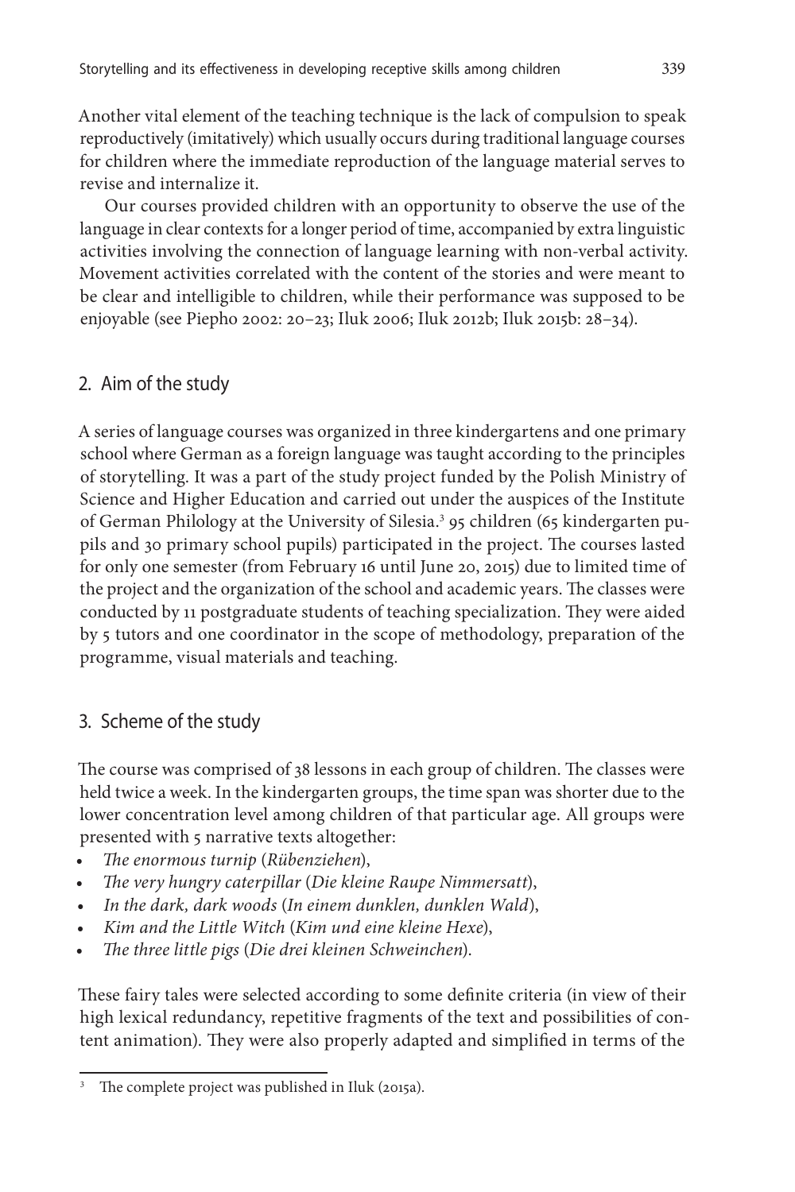Another vital element of the teaching technique is the lack of compulsion to speak reproductively (imitatively) which usually occurs during traditional language courses for children where the immediate reproduction of the language material serves to revise and internalize it.

Our courses provided children with an opportunity to observe the use of the language in clear contexts for a longer period of time, accompanied by extra linguistic activities involving the connection of language learning with non-verbal activity. Movement activities correlated with the content of the stories and were meant to be clear and intelligible to children, while their performance was supposed to be enjoyable (see Piepho 2002: 20–23; Iluk 2006; Iluk 2012b; Iluk 2015b: 28–34).

## 2. Aim of the study

A series of language courses was organized in three kindergartens and one primary school where German as a foreign language was taught according to the principles of storytelling. It was a part of the study project funded by the Polish Ministry of Science and Higher Education and carried out under the auspices of the Institute of German Philology at the University of Silesia.[3] 95 children (65 kindergarten pupils and 30 primary school pupils) participated in the project. The courses lasted for only one semester (from February 16 until June 20, 2015) due to limited time of the project and the organization of the school and academic years. The classes were conducted by 11 postgraduate students of teaching specialization. They were aided by 5 tutors and one coordinator in the scope of methodology, preparation of the programme, visual materials and teaching.

## 3. Scheme of the study

The course was comprised of 38 lessons in each group of children. The classes were held twice a week. In the kindergarten groups, the time span was shorter due to the lower concentration level among children of that particular age. All groups were presented with 5 narrative texts altogether:

- *The enormous turnip* (*Rübenziehen*),
- *The very hungry caterpillar* (*Die kleine Raupe Nimmersatt*),
- *In the dark, dark woods* (*In einem dunklen, dunklen Wald*),
- *Kim and the Little Witch* (*Kim und eine kleine Hexe*),
- *The three little pigs* (*Die drei kleinen Schweinchen*).

These fairy tales were selected according to some definite criteria (in view of their high lexical redundancy, repetitive fragments of the text and possibilities of content animation). They were also properly adapted and simplified in terms of the

---

[3] The complete project was published in Iluk (2015a).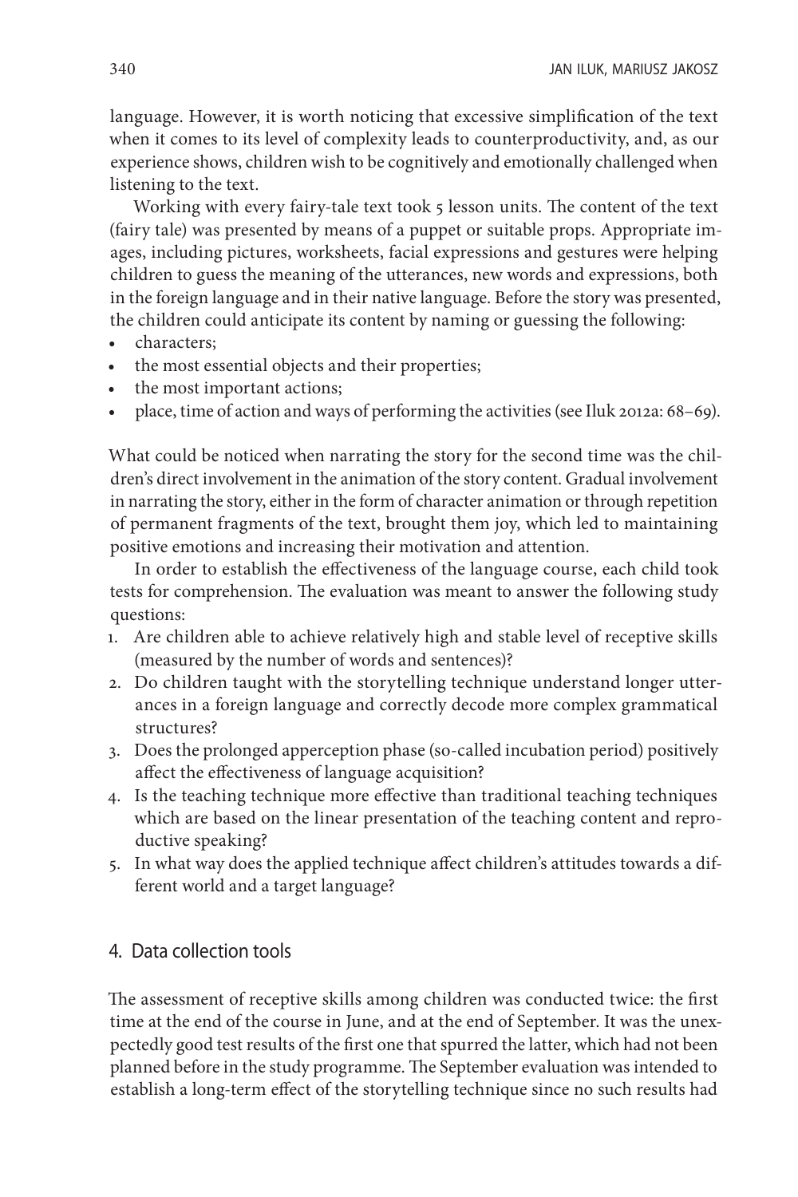language. However, it is worth noticing that excessive simplification of the text when it comes to its level of complexity leads to counterproductivity, and, as our experience shows, children wish to be cognitively and emotionally challenged when listening to the text.

Working with every fairy-tale text took 5 lesson units. The content of the text (fairy tale) was presented by means of a puppet or suitable props. Appropriate images, including pictures, worksheets, facial expressions and gestures were helping children to guess the meaning of the utterances, new words and expressions, both in the foreign language and in their native language. Before the story was presented, the children could anticipate its content by naming or guessing the following:

- characters;
- the most essential objects and their properties;
- the most important actions;
- place, time of action and ways of performing the activities (see Iluk 2012a: 68–69).

What could be noticed when narrating the story for the second time was the children's direct involvement in the animation of the story content. Gradual involvement in narrating the story, either in the form of character animation or through repetition of permanent fragments of the text, brought them joy, which led to maintaining positive emotions and increasing their motivation and attention.

In order to establish the effectiveness of the language course, each child took tests for comprehension. The evaluation was meant to answer the following study questions:

1. Are children able to achieve relatively high and stable level of receptive skills (measured by the number of words and sentences)?
2. Do children taught with the storytelling technique understand longer utterances in a foreign language and correctly decode more complex grammatical structures?
3. Does the prolonged apperception phase (so-called incubation period) positively affect the effectiveness of language acquisition?
4. Is the teaching technique more effective than traditional teaching techniques which are based on the linear presentation of the teaching content and reproductive speaking?
5. In what way does the applied technique affect children's attitudes towards a different world and a target language?

## 4. Data collection tools

The assessment of receptive skills among children was conducted twice: the first time at the end of the course in June, and at the end of September. It was the unexpectedly good test results of the first one that spurred the latter, which had not been planned before in the study programme. The September evaluation was intended to establish a long-term effect of the storytelling technique since no such results had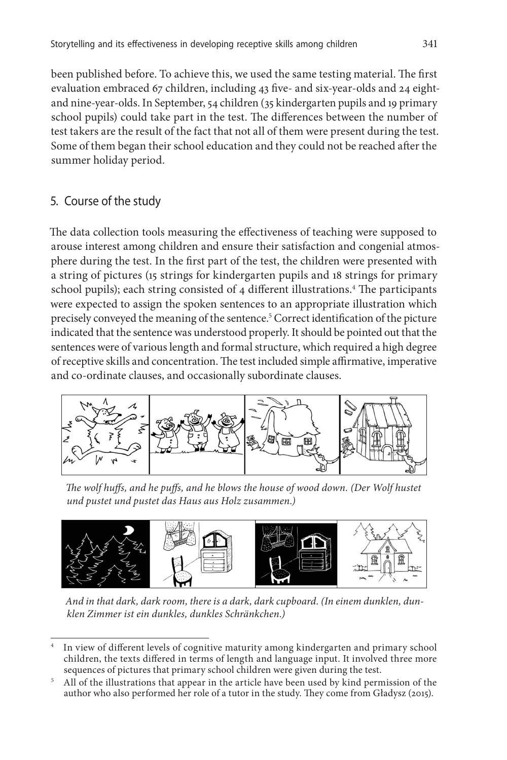been published before. To achieve this, we used the same testing material. The first evaluation embraced 67 children, including 43 five- and six-year-olds and 24 eight- and nine-year-olds. In September, 54 children (35 kindergarten pupils and 19 primary school pupils) could take part in the test. The differences between the number of test takers are the result of the fact that not all of them were present during the test. Some of them began their school education and they could not be reached after the summer holiday period.

## 5. Course of the study

The data collection tools measuring the effectiveness of teaching were supposed to arouse interest among children and ensure their satisfaction and congenial atmosphere during the test. In the first part of the test, the children were presented with a string of pictures (15 strings for kindergarten pupils and 18 strings for primary school pupils); each string consisted of 4 different illustrations.[4] The participants were expected to assign the spoken sentences to an appropriate illustration which precisely conveyed the meaning of the sentence.[5] Correct identification of the picture indicated that the sentence was understood properly. It should be pointed out that the sentences were of various length and formal structure, which required a high degree of receptive skills and concentration. The test included simple affirmative, imperative and co-ordinate clauses, and occasionally subordinate clauses.

*The wolf huffs, and he puffs, and he blows the house of wood down. (Der Wolf hustet und pustet und pustet das Haus aus Holz zusammen.)*

*And in that dark, dark room, there is a dark, dark cupboard. (In einem dunklen, dunklen Zimmer ist ein dunkles, dunkles Schränkchen.)*

---

[4] In view of different levels of cognitive maturity among kindergarten and primary school children, the texts differed in terms of length and language input. It involved three more sequences of pictures that primary school children were given during the test.

[5] All of the illustrations that appear in the article have been used by kind permission of the author who also performed her role of a tutor in the study. They come from Gładysz (2015).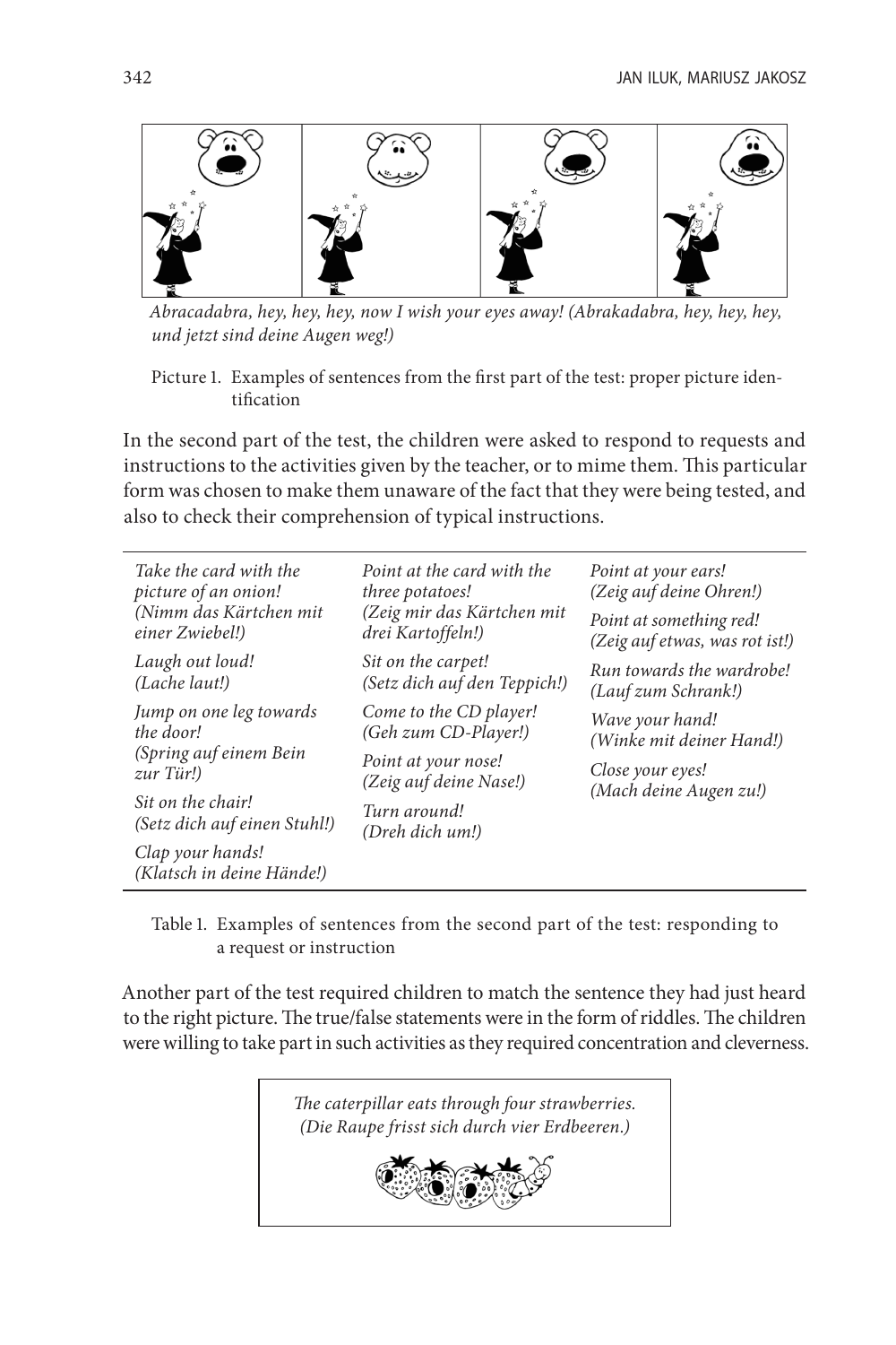*Abracadabra, hey, hey, hey, now I wish your eyes away! (Abrakadabra, hey, hey, hey, und jetzt sind deine Augen weg!)*

Picture 1. Examples of sentences from the first part of the test: proper picture identification

In the second part of the test, the children were asked to respond to requests and instructions to the activities given by the teacher, or to mime them. This particular form was chosen to make them unaware of the fact that they were being tested, and also to check their comprehension of typical instructions.

| | | |
|---|---|---|
| *Take the card with the picture of an onion! (Nimm das Kärtchen mit einer Zwiebel!)* | *Point at the card with the three potatoes! (Zeig mir das Kärtchen mit drei Kartoffeln!)* | *Point at your ears! (Zeig auf deine Ohren!)* |
| *Laugh out loud! (Lache laut!)* | *Sit on the carpet! (Setz dich auf den Teppich!)* | *Point at something red! (Zeig auf etwas, was rot ist!)* |
| *Jump on one leg towards the door! (Spring auf einem Bein zur Tür!)* | *Come to the CD player! (Geh zum CD-Player!)* | *Run towards the wardrobe! (Lauf zum Schrank!)* |
| *Sit on the chair! (Setz dich auf einen Stuhl!)* | *Point at your nose! (Zeig auf deine Nase!)* | *Wave your hand! (Winke mit deiner Hand!)* |
| *Clap your hands! (Klatsch in deine Hände!)* | *Turn around! (Dreh dich um!)* | *Close your eyes! (Mach deine Augen zu!)* |

Table 1. Examples of sentences from the second part of the test: responding to a request or instruction

Another part of the test required children to match the sentence they had just heard to the right picture. The true/false statements were in the form of riddles. The children were willing to take part in such activities as they required concentration and cleverness.

*The caterpillar eats through four strawberries. (Die Raupe frisst sich durch vier Erdbeeren.)*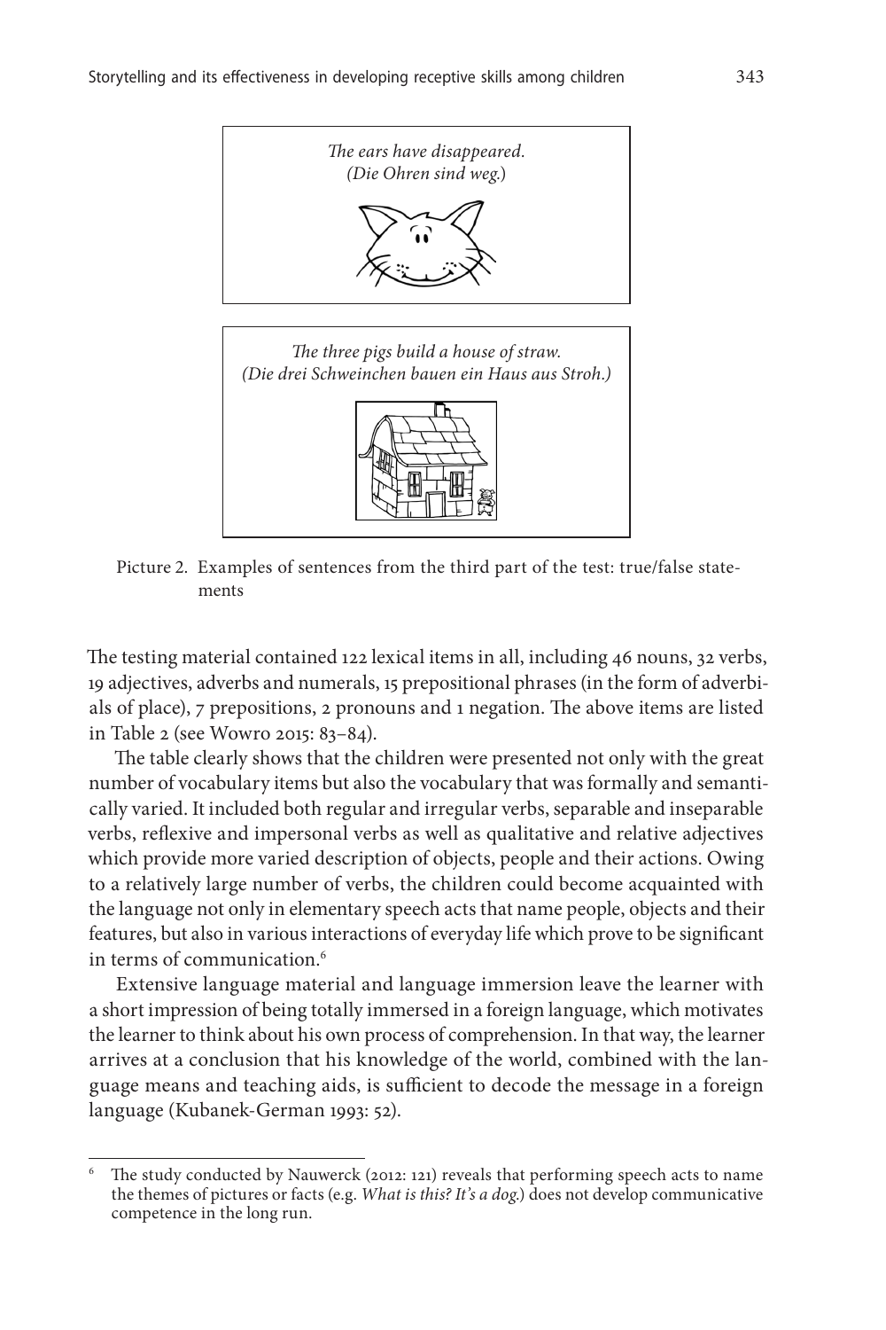*The ears have disappeared.*
*(Die Ohren sind weg.)*

*The three pigs build a house of straw.*
*(Die drei Schweinchen bauen ein Haus aus Stroh.)*

Picture 2. Examples of sentences from the third part of the test: true/false statements

The testing material contained 122 lexical items in all, including 46 nouns, 32 verbs, 19 adjectives, adverbs and numerals, 15 prepositional phrases (in the form of adverbials of place), 7 prepositions, 2 pronouns and 1 negation. The above items are listed in Table 2 (see Wowro 2015: 83–84).

The table clearly shows that the children were presented not only with the great number of vocabulary items but also the vocabulary that was formally and semantically varied. It included both regular and irregular verbs, separable and inseparable verbs, reflexive and impersonal verbs as well as qualitative and relative adjectives which provide more varied description of objects, people and their actions. Owing to a relatively large number of verbs, the children could become acquainted with the language not only in elementary speech acts that name people, objects and their features, but also in various interactions of everyday life which prove to be significant in terms of communication.[6]

Extensive language material and language immersion leave the learner with a short impression of being totally immersed in a foreign language, which motivates the learner to think about his own process of comprehension. In that way, the learner arrives at a conclusion that his knowledge of the world, combined with the language means and teaching aids, is sufficient to decode the message in a foreign language (Kubanek-German 1993: 52).

[6] The study conducted by Nauwerck (2012: 121) reveals that performing speech acts to name the themes of pictures or facts (e.g. *What is this? It's a dog.*) does not develop communicative competence in the long run.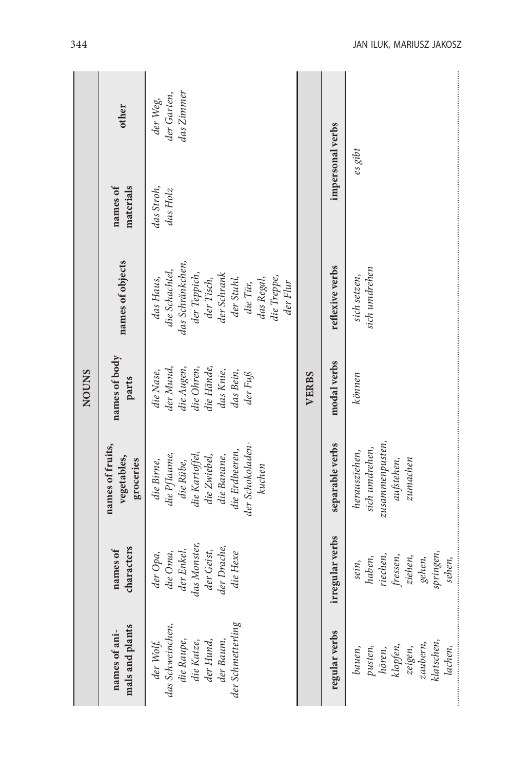| NOUNS | | | | | | |
|---|---|---|---|---|---|---|
| names of animals and plants | names of characters | names of fruits, vegetables, groceries | names of body parts | names of objects | names of materials | other |
| *der Wolf, das Schweinchen, die Raupe, die Katze, der Hund, der Baum, der Schmetterling* | *der Opa, die Oma, der Enkel, das Monster, der Geist, der Drache, die Hexe* | *die Birne, die Pflaume, die Rübe, die Kartoffel, die Zwiebel, die Banane, die Erdbeeren, der Schokoladenkuchen* | *die Nase, der Mund, die Augen, die Ohren, die Hände, das Knie, das Bein, der Fuß* | *das Haus, die Schachtel, das Schränkchen, der Teppich, der Tisch, der Schrank der Stuhl, die Tür, das Regal, die Treppe, der Flur* | *das Stroh, das Holz* | *der Weg, der Garten, das Zimmer* |

| VERBS | | | | | | |
|---|---|---|---|---|---|---|
| regular verbs | irregular verbs | separable verbs | modal verbs | reflexive verbs | impersonal verbs | |
| *bauen, pusten, hören, klopfen, zeigen, zaubern, klatschen, lachen,* | *sein, haben, riechen, fressen, ziehen, gehen, springen, sehen,* | *herausziehen, sich umdrehen, zusammenpusten, aufstehen, zumachen* | *können* | *sich setzen, sich umdrehen* | *es gibt* | |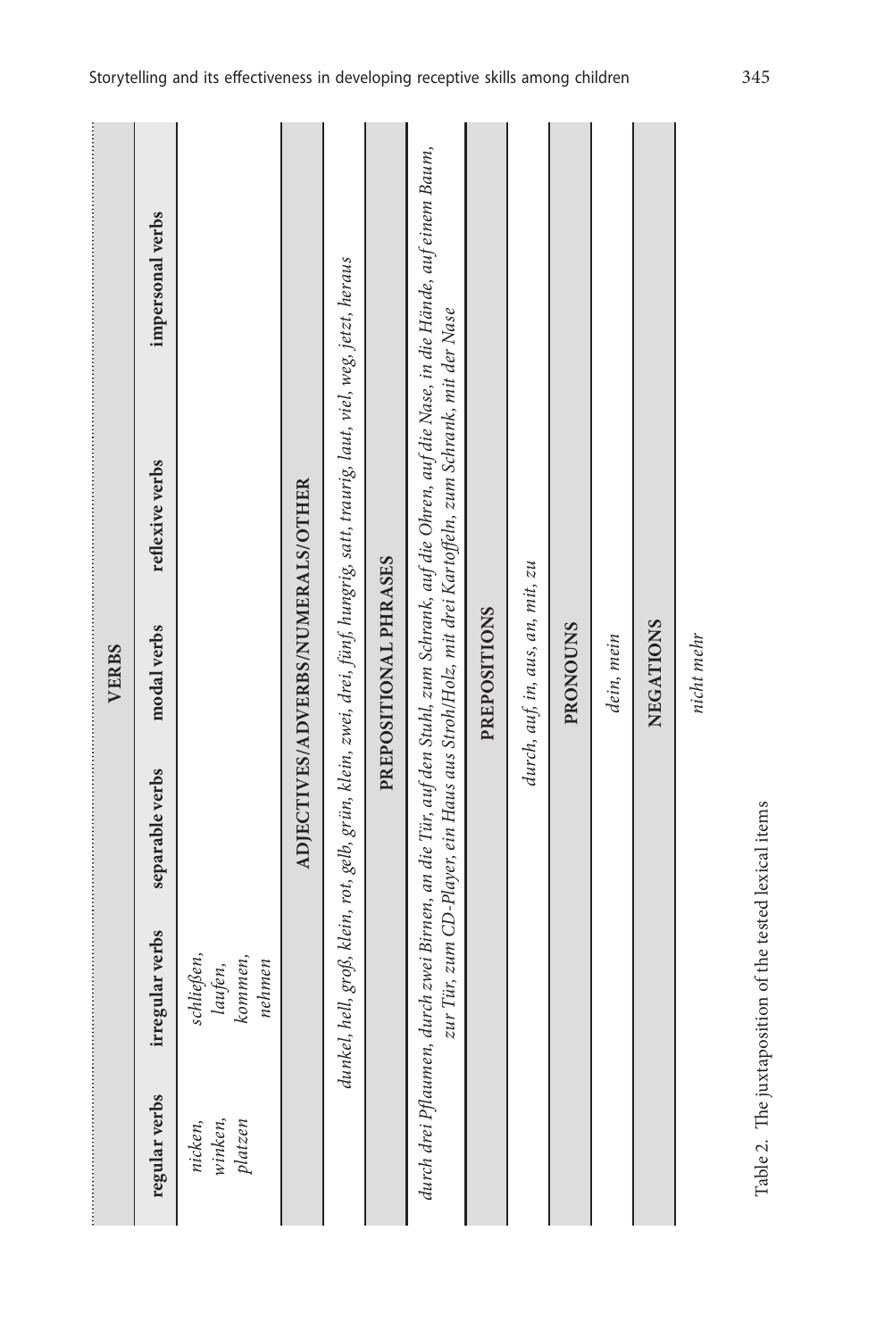| VERBS | | | | | |
|---|---|---|---|---|---|
| regular verbs | irregular verbs | separable verbs | modal verbs | reflexive verbs | impersonal verbs |
| *nicken, winken, platzen* | *schließen, laufen, kommen, nehmen* | | | | |
| **ADJECTIVES/ADVERBS/NUMERALS/OTHER** | | | | | |
| *dunkel, hell, groß, klein, rot, gelb, grün, klein, zwei, drei, fünf, hungrig, satt, traurig, laut, viel, weg, jetzt, heraus* | | | | | |
| **PREPOSITIONAL PHRASES** | | | | | |
| *durch drei Pflaumen, durch zwei Birnen, an die Tür, auf den Stuhl, zum Schrank, auf die Ohren, auf die Nase, in die Hände, auf einem Baum, zur Tür, zum CD-Player, ein Haus aus Stroh/Holz, mit drei Kartoffeln, zum Schrank, mit der Nase* | | | | | |
| **PREPOSITIONS** | | | | | |
| *durch, auf, in, aus, an, mit, zu* | | | | | |
| **PRONOUNS** | | | | | |
| *dein, mein* | | | | | |
| **NEGATIONS** | | | | | |
| *nicht mehr* | | | | | |

Table 2. The juxtaposition of the tested lexical items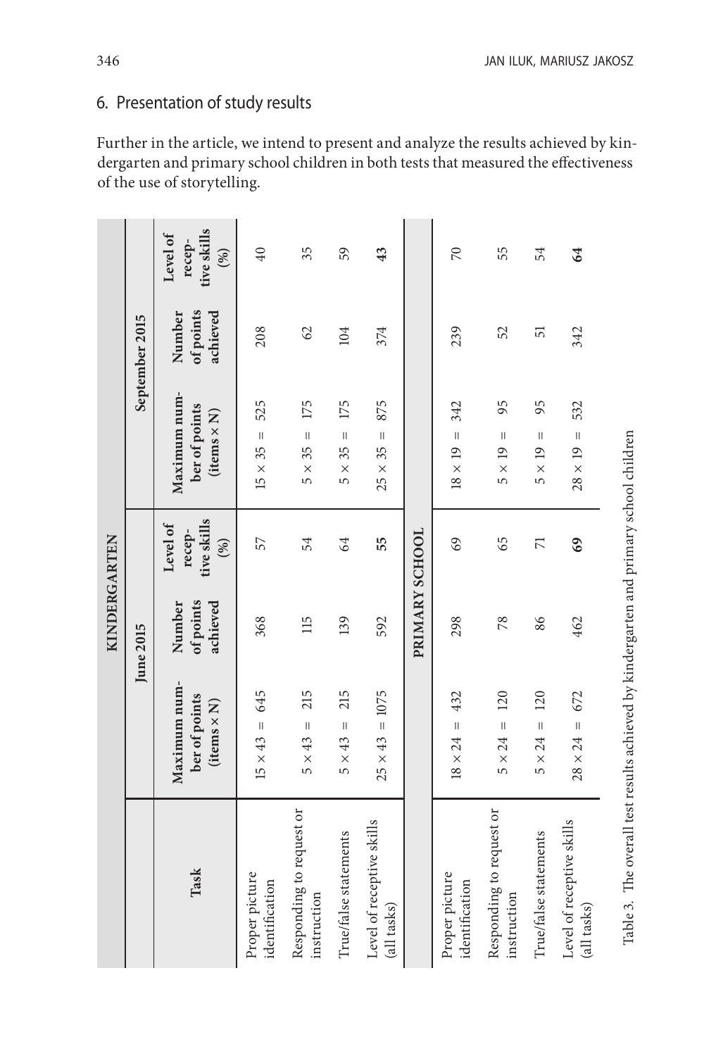## 6. Presentation of study results

Further in the article, we intend to present and analyze the results achieved by kindergarten and primary school children in both tests that measured the effectiveness of the use of storytelling.

| Task | June 2015 | | | September 2015 | | |
|---|---|---|---|---|---|---|
| | Maximum number of points (items × N) | Number of points achieved | Level of receptive skills (%) | Maximum number of points (items × N) | Number of points achieved | Level of receptive skills (%) |
| **KINDERGARTEN** | | | | | | |
| Proper picture identification | 15 × 43 = 645 | 368 | 57 | 15 × 35 = 525 | 208 | 40 |
| Responding to request or instruction | 5 × 43 = 215 | 115 | 54 | 5 × 35 = 175 | 62 | 35 |
| True/false statements | 5 × 43 = 215 | 139 | 64 | 5 × 35 = 175 | 104 | 59 |
| Level of receptive skills (all tasks) | 25 × 43 = 1075 | 592 | **55** | 25 × 35 = 875 | 374 | **43** |
| **PRIMARY SCHOOL** | | | | | | |
| Proper picture identification | 18 × 24 = 432 | 298 | 69 | 18 × 19 = 342 | 239 | 70 |
| Responding to request or instruction | 5 × 24 = 120 | 78 | 65 | 5 × 19 = 95 | 52 | 55 |
| True/false statements | 5 × 24 = 120 | 86 | 71 | 5 × 19 = 95 | 51 | 54 |
| Level of receptive skills (all tasks) | 28 × 24 = 672 | 462 | **69** | 28 × 19 = 532 | 342 | **64** |

Table 3. The overall test results achieved by kindergarten and primary school children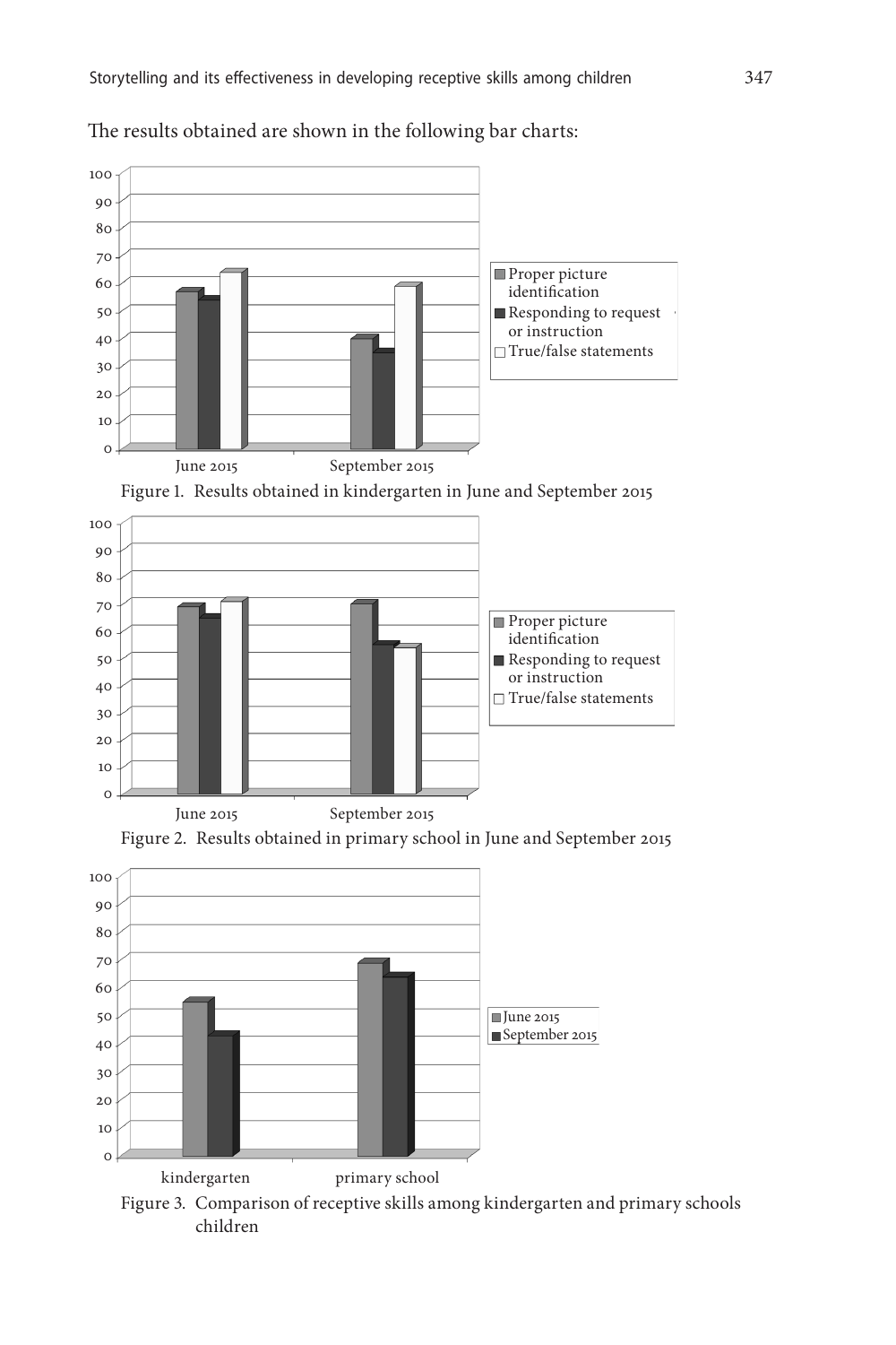The results obtained are shown in the following bar charts:

Figure 1. Results obtained in kindergarten in June and September 2015

Figure 2. Results obtained in primary school in June and September 2015

Figure 3. Comparison of receptive skills among kindergarten and primary schools children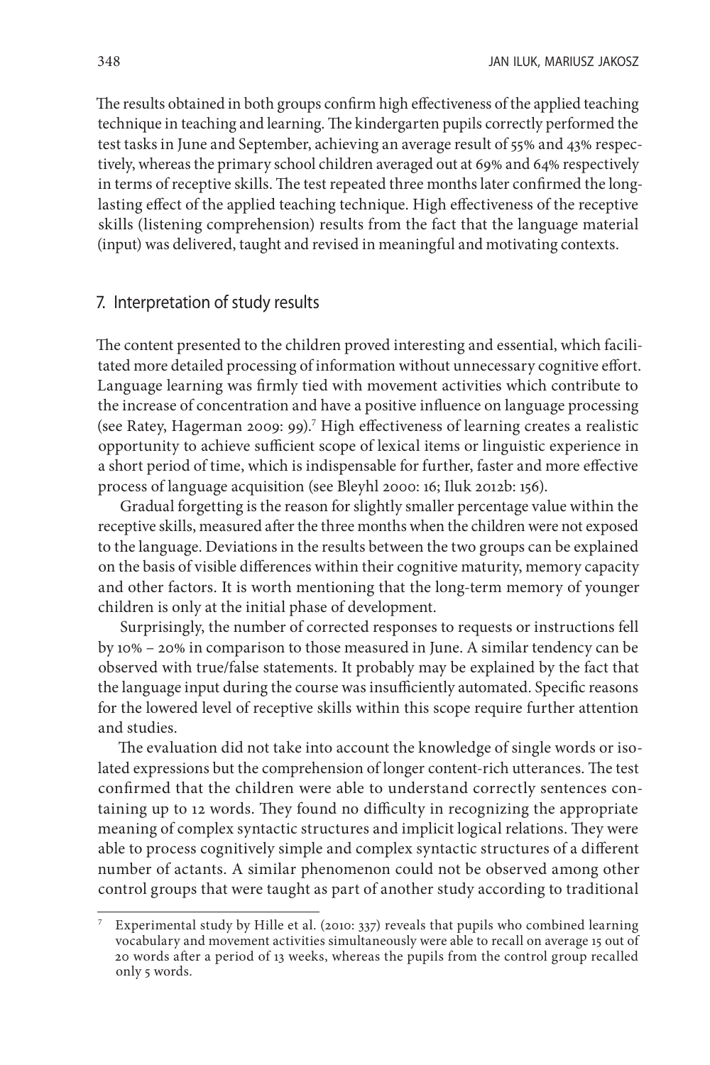The results obtained in both groups confirm high effectiveness of the applied teaching technique in teaching and learning. The kindergarten pupils correctly performed the test tasks in June and September, achieving an average result of 55% and 43% respectively, whereas the primary school children averaged out at 69% and 64% respectively in terms of receptive skills. The test repeated three months later confirmed the long-lasting effect of the applied teaching technique. High effectiveness of the receptive skills (listening comprehension) results from the fact that the language material (input) was delivered, taught and revised in meaningful and motivating contexts.

## 7. Interpretation of study results

The content presented to the children proved interesting and essential, which facilitated more detailed processing of information without unnecessary cognitive effort. Language learning was firmly tied with movement activities which contribute to the increase of concentration and have a positive influence on language processing (see Ratey, Hagerman 2009: 99).[7] High effectiveness of learning creates a realistic opportunity to achieve sufficient scope of lexical items or linguistic experience in a short period of time, which is indispensable for further, faster and more effective process of language acquisition (see Bleyhl 2000: 16; Iluk 2012b: 156).

Gradual forgetting is the reason for slightly smaller percentage value within the receptive skills, measured after the three months when the children were not exposed to the language. Deviations in the results between the two groups can be explained on the basis of visible differences within their cognitive maturity, memory capacity and other factors. It is worth mentioning that the long-term memory of younger children is only at the initial phase of development.

Surprisingly, the number of corrected responses to requests or instructions fell by 10% – 20% in comparison to those measured in June. A similar tendency can be observed with true/false statements. It probably may be explained by the fact that the language input during the course was insufficiently automated. Specific reasons for the lowered level of receptive skills within this scope require further attention and studies.

The evaluation did not take into account the knowledge of single words or isolated expressions but the comprehension of longer content-rich utterances. The test confirmed that the children were able to understand correctly sentences containing up to 12 words. They found no difficulty in recognizing the appropriate meaning of complex syntactic structures and implicit logical relations. They were able to process cognitively simple and complex syntactic structures of a different number of actants. A similar phenomenon could not be observed among other control groups that were taught as part of another study according to traditional

---

[7] Experimental study by Hille et al. (2010: 337) reveals that pupils who combined learning vocabulary and movement activities simultaneously were able to recall on average 15 out of 20 words after a period of 13 weeks, whereas the pupils from the control group recalled only 5 words.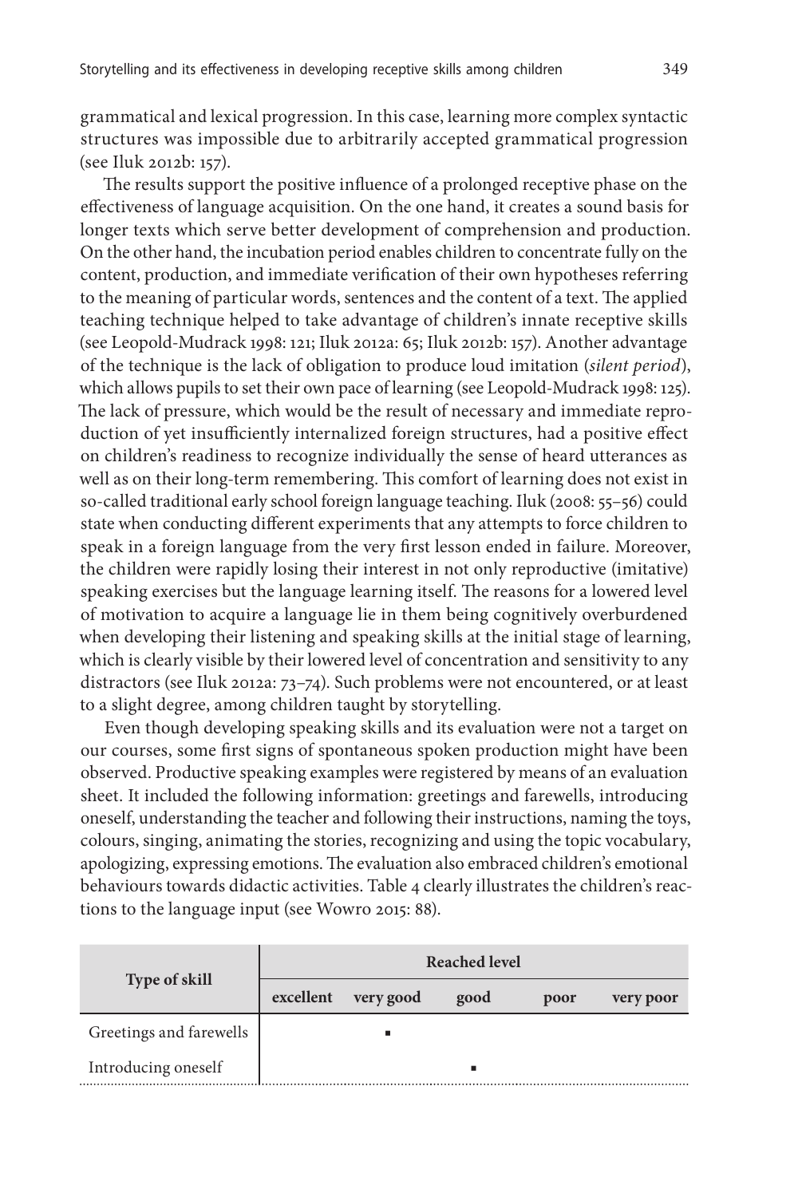grammatical and lexical progression. In this case, learning more complex syntactic structures was impossible due to arbitrarily accepted grammatical progression (see Iluk 2012b: 157).

The results support the positive influence of a prolonged receptive phase on the effectiveness of language acquisition. On the one hand, it creates a sound basis for longer texts which serve better development of comprehension and production. On the other hand, the incubation period enables children to concentrate fully on the content, production, and immediate verification of their own hypotheses referring to the meaning of particular words, sentences and the content of a text. The applied teaching technique helped to take advantage of children's innate receptive skills (see Leopold-Mudrack 1998: 121; Iluk 2012a: 65; Iluk 2012b: 157). Another advantage of the technique is the lack of obligation to produce loud imitation (*silent period*), which allows pupils to set their own pace of learning (see Leopold-Mudrack 1998: 125). The lack of pressure, which would be the result of necessary and immediate reproduction of yet insufficiently internalized foreign structures, had a positive effect on children's readiness to recognize individually the sense of heard utterances as well as on their long-term remembering. This comfort of learning does not exist in so-called traditional early school foreign language teaching. Iluk (2008: 55–56) could state when conducting different experiments that any attempts to force children to speak in a foreign language from the very first lesson ended in failure. Moreover, the children were rapidly losing their interest in not only reproductive (imitative) speaking exercises but the language learning itself. The reasons for a lowered level of motivation to acquire a language lie in them being cognitively overburdened when developing their listening and speaking skills at the initial stage of learning, which is clearly visible by their lowered level of concentration and sensitivity to any distractors (see Iluk 2012a: 73–74). Such problems were not encountered, or at least to a slight degree, among children taught by storytelling.

Even though developing speaking skills and its evaluation were not a target on our courses, some first signs of spontaneous spoken production might have been observed. Productive speaking examples were registered by means of an evaluation sheet. It included the following information: greetings and farewells, introducing oneself, understanding the teacher and following their instructions, naming the toys, colours, singing, animating the stories, recognizing and using the topic vocabulary, apologizing, expressing emotions. The evaluation also embraced children's emotional behaviours towards didactic activities. Table 4 clearly illustrates the children's reactions to the language input (see Wowro 2015: 88).

| Type of skill | Reached level | | | | |
|---|---|---|---|---|---|
| | excellent | very good | good | poor | very poor |
| Greetings and farewells | | ▪ | | | |
| Introducing oneself | | | ▪ | | |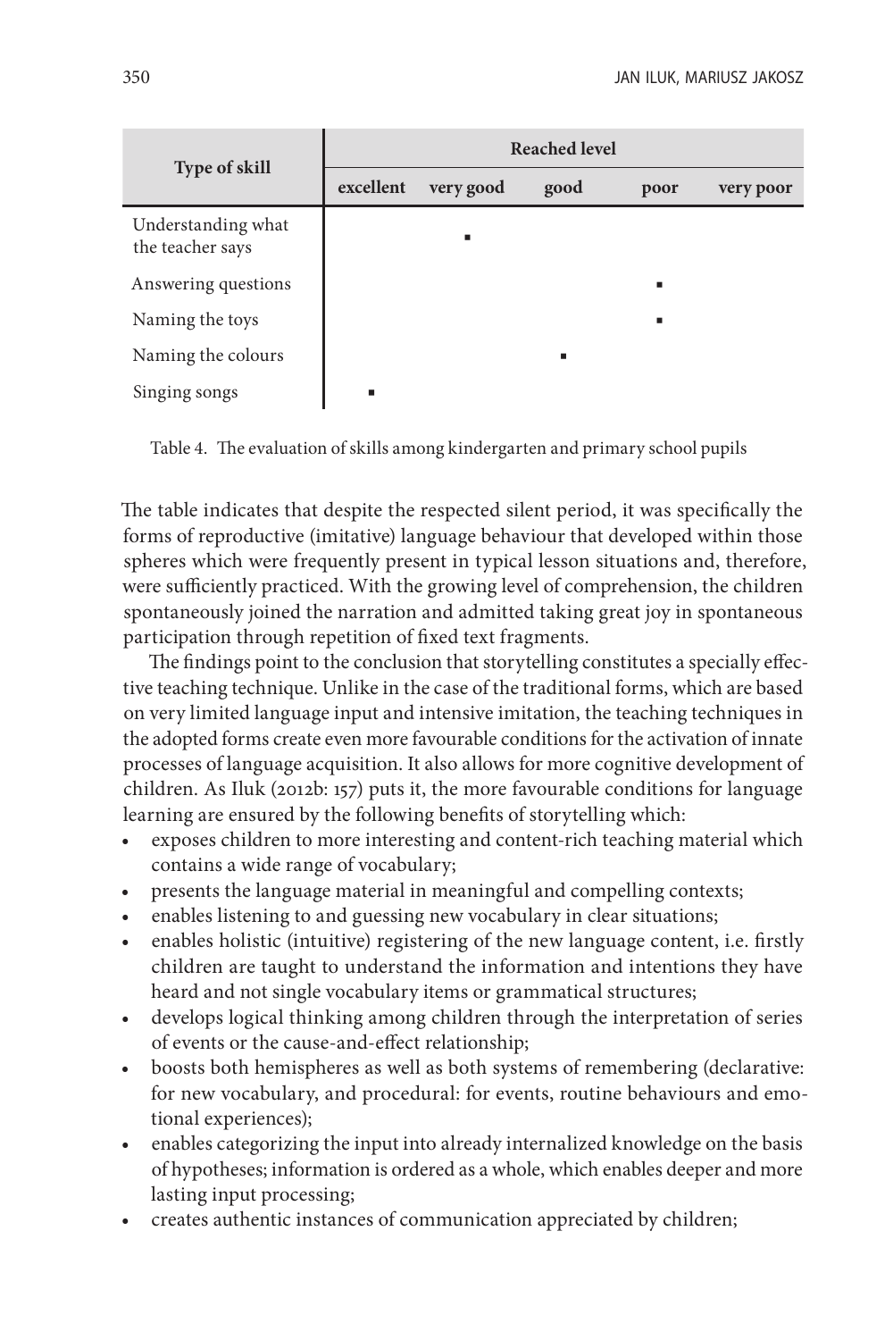| Type of skill | Reached level | | | | |
|---|---|---|---|---|---|
| | excellent | very good | good | poor | very poor |
| Understanding what the teacher says | | ▪ | | | |
| Answering questions | | | | ▪ | |
| Naming the toys | | | | ▪ | |
| Naming the colours | | | ▪ | | |
| Singing songs | ▪ | | | | |

Table 4. The evaluation of skills among kindergarten and primary school pupils

The table indicates that despite the respected silent period, it was specifically the forms of reproductive (imitative) language behaviour that developed within those spheres which were frequently present in typical lesson situations and, therefore, were sufficiently practiced. With the growing level of comprehension, the children spontaneously joined the narration and admitted taking great joy in spontaneous participation through repetition of fixed text fragments.

The findings point to the conclusion that storytelling constitutes a specially effective teaching technique. Unlike in the case of the traditional forms, which are based on very limited language input and intensive imitation, the teaching techniques in the adopted forms create even more favourable conditions for the activation of innate processes of language acquisition. It also allows for more cognitive development of children. As Iluk (2012b: 157) puts it, the more favourable conditions for language learning are ensured by the following benefits of storytelling which:

- exposes children to more interesting and content-rich teaching material which contains a wide range of vocabulary;
- presents the language material in meaningful and compelling contexts;
- enables listening to and guessing new vocabulary in clear situations;
- enables holistic (intuitive) registering of the new language content, i.e. firstly children are taught to understand the information and intentions they have heard and not single vocabulary items or grammatical structures;
- develops logical thinking among children through the interpretation of series of events or the cause-and-effect relationship;
- boosts both hemispheres as well as both systems of remembering (declarative: for new vocabulary, and procedural: for events, routine behaviours and emotional experiences);
- enables categorizing the input into already internalized knowledge on the basis of hypotheses; information is ordered as a whole, which enables deeper and more lasting input processing;
- creates authentic instances of communication appreciated by children;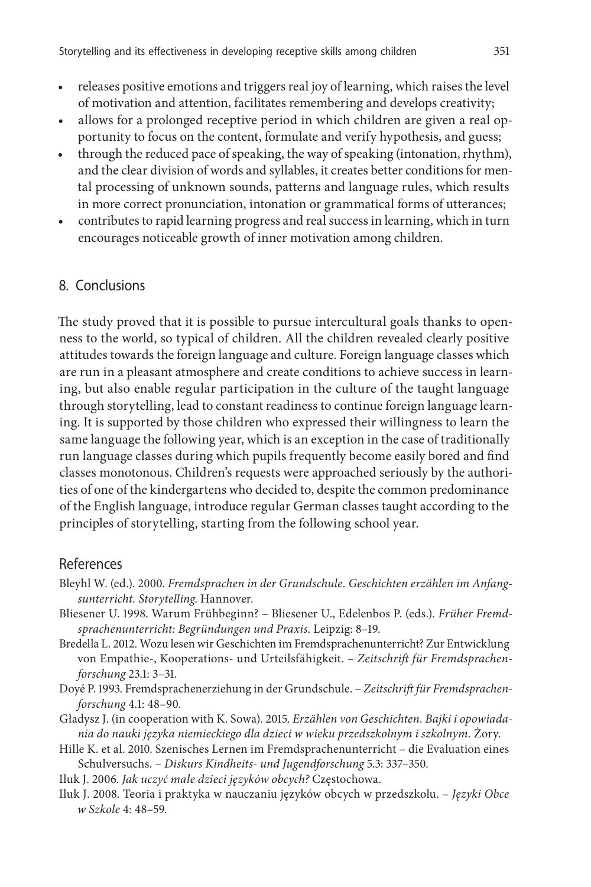- releases positive emotions and triggers real joy of learning, which raises the level of motivation and attention, facilitates remembering and develops creativity;
- allows for a prolonged receptive period in which children are given a real opportunity to focus on the content, formulate and verify hypothesis, and guess;
- through the reduced pace of speaking, the way of speaking (intonation, rhythm), and the clear division of words and syllables, it creates better conditions for mental processing of unknown sounds, patterns and language rules, which results in more correct pronunciation, intonation or grammatical forms of utterances;
- contributes to rapid learning progress and real success in learning, which in turn encourages noticeable growth of inner motivation among children.

## 8. Conclusions

The study proved that it is possible to pursue intercultural goals thanks to openness to the world, so typical of children. All the children revealed clearly positive attitudes towards the foreign language and culture. Foreign language classes which are run in a pleasant atmosphere and create conditions to achieve success in learning, but also enable regular participation in the culture of the taught language through storytelling, lead to constant readiness to continue foreign language learning. It is supported by those children who expressed their willingness to learn the same language the following year, which is an exception in the case of traditionally run language classes during which pupils frequently become easily bored and find classes monotonous. Children's requests were approached seriously by the authorities of one of the kindergartens who decided to, despite the common predominance of the English language, introduce regular German classes taught according to the principles of storytelling, starting from the following school year.

## References

Bleyhl W. (ed.). 2000. *Fremdsprachen in der Grundschule. Geschichten erzählen im Anfangsunterricht. Storytelling.* Hannover.

Bliesener U. 1998. Warum Frühbeginn? – Bliesener U., Edelenbos P. (eds.). *Früher Fremdsprachenunterricht: Begründungen und Praxis*. Leipzig: 8–19.

Bredella L. 2012. Wozu lesen wir Geschichten im Fremdsprachenunterricht? Zur Entwicklung von Empathie-, Kooperations- und Urteilsfähigkeit. – *Zeitschrift für Fremdsprachenforschung* 23.1: 3–31.

Doyé P. 1993. Fremdsprachenerziehung in der Grundschule. – *Zeitschrift für Fremdsprachenforschung* 4.1: 48–90.

Gładysz J. (in cooperation with K. Sowa). 2015. *Erzählen von Geschichten. Bajki i opowiadania do nauki języka niemieckiego dla dzieci w wieku przedszkolnym i szkolnym.* Żory.

Hille K. et al. 2010. Szenisches Lernen im Fremdsprachenunterricht – die Evaluation eines Schulversuchs. – *Diskurs Kindheits- und Jugendforschung* 5.3: 337–350.

Iluk J. 2006. *Jak uczyć małe dzieci języków obcych?* Częstochowa.

Iluk J. 2008. Teoria i praktyka w nauczaniu języków obcych w przedszkolu. – *Języki Obce w Szkole* 4: 48–59.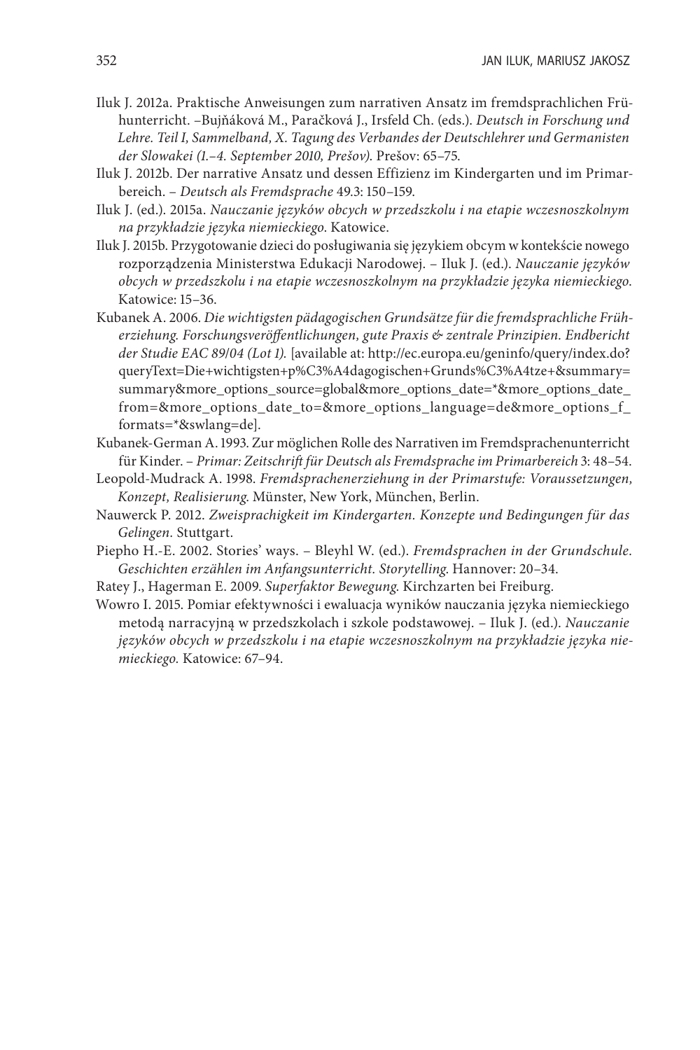Iluk J. 2012a. Praktische Anweisungen zum narrativen Ansatz im fremdsprachlichen Frühunterricht. –Bujňáková M., Paračková J., Irsfeld Ch. (eds.). *Deutsch in Forschung und Lehre. Teil I, Sammelband, X. Tagung des Verbandes der Deutschlehrer und Germanisten der Slowakei (1.–4. September 2010, Prešov).* Prešov: 65–75.

Iluk J. 2012b. Der narrative Ansatz und dessen Effizienz im Kindergarten und im Primarbereich. – *Deutsch als Fremdsprache* 49.3: 150–159.

Iluk J. (ed.). 2015a. *Nauczanie języków obcych w przedszkolu i na etapie wczesnoszkolnym na przykładzie języka niemieckiego*. Katowice.

Iluk J. 2015b. Przygotowanie dzieci do posługiwania się językiem obcym w kontekście nowego rozporządzenia Ministerstwa Edukacji Narodowej. – Iluk J. (ed.). *Nauczanie języków obcych w przedszkolu i na etapie wczesnoszkolnym na przykładzie języka niemieckiego*. Katowice: 15–36.

Kubanek A. 2006. *Die wichtigsten pädagogischen Grundsätze für die fremdsprachliche Früherziehung. Forschungsveröffentlichungen, gute Praxis & zentrale Prinzipien. Endbericht der Studie EAC 89/04 (Lot 1).* [available at: http://ec.europa.eu/geninfo/query/index.do?queryText=Die+wichtigsten+p%C3%A4dagogischen+Grunds%C3%A4tze+&summary=summary&more_options_source=global&more_options_date=*&more_options_date_from=&more_options_date_to=&more_options_language=de&more_options_f_formats=*&swlang=de].

Kubanek-German A. 1993. Zur möglichen Rolle des Narrativen im Fremdsprachenunterricht für Kinder. – *Primar: Zeitschrift für Deutsch als Fremdsprache im Primarbereich* 3: 48–54.

Leopold-Mudrack A. 1998. *Fremdsprachenerziehung in der Primarstufe: Voraussetzungen, Konzept, Realisierung.* Münster, New York, München, Berlin.

Nauwerck P. 2012. *Zweisprachigkeit im Kindergarten. Konzepte und Bedingungen für das Gelingen.* Stuttgart.

Piepho H.-E. 2002. Stories' ways. – Bleyhl W. (ed.). *Fremdsprachen in der Grundschule. Geschichten erzählen im Anfangsunterricht. Storytelling.* Hannover: 20–34.

Ratey J., Hagerman E. 2009. *Superfaktor Bewegung.* Kirchzarten bei Freiburg.

Wowro I. 2015. Pomiar efektywności i ewaluacja wyników nauczania języka niemieckiego metodą narracyjną w przedszkolach i szkole podstawowej. – Iluk J. (ed.). *Nauczanie języków obcych w przedszkolu i na etapie wczesnoszkolnym na przykładzie języka niemieckiego.* Katowice: 67–94.